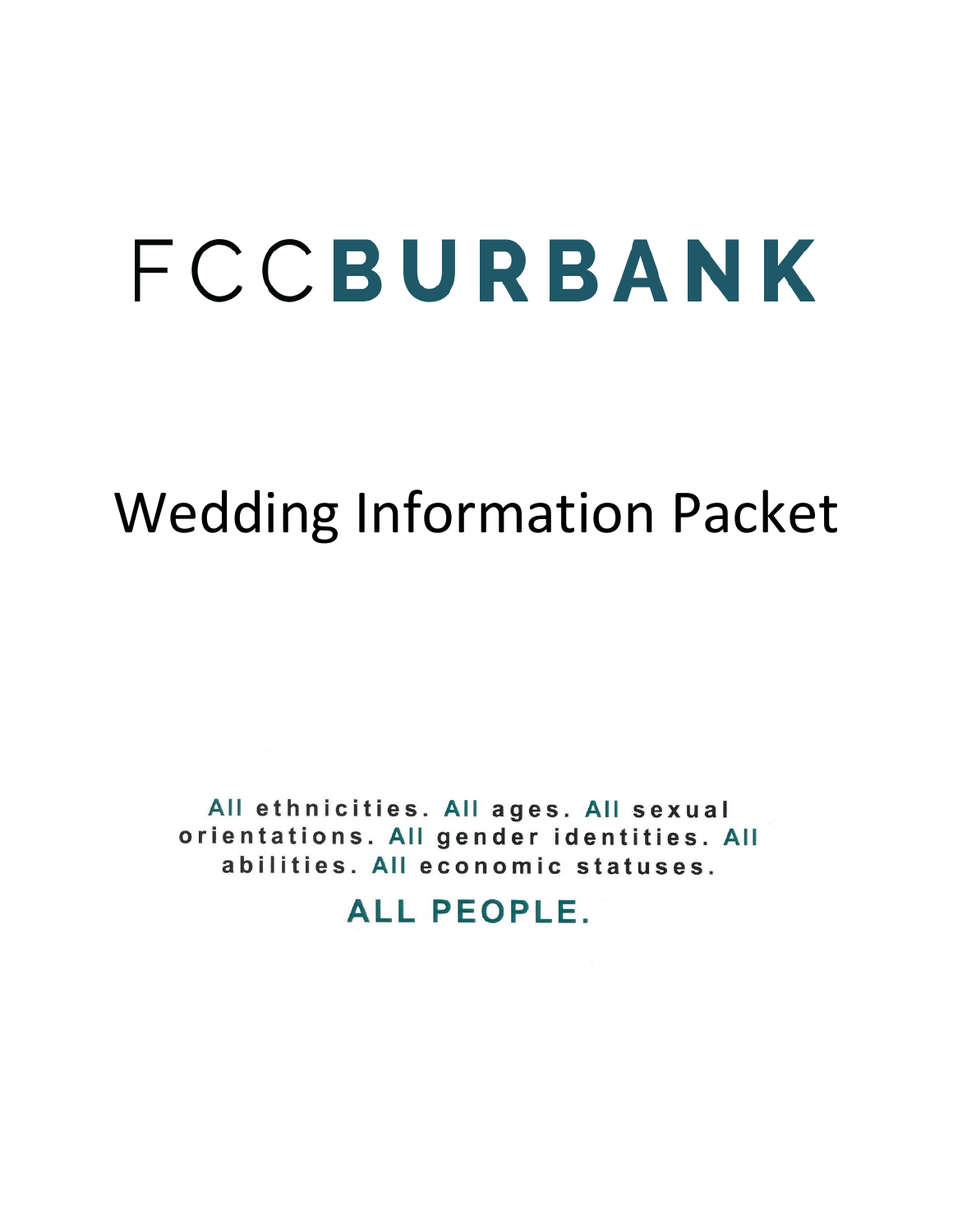# FCCBURBANK

## Wedding Information Packet

All ethnicities. All ages. All sexual orientations. All gender identities. All abilities. All economic statuses.

**ALL PEOPLE.**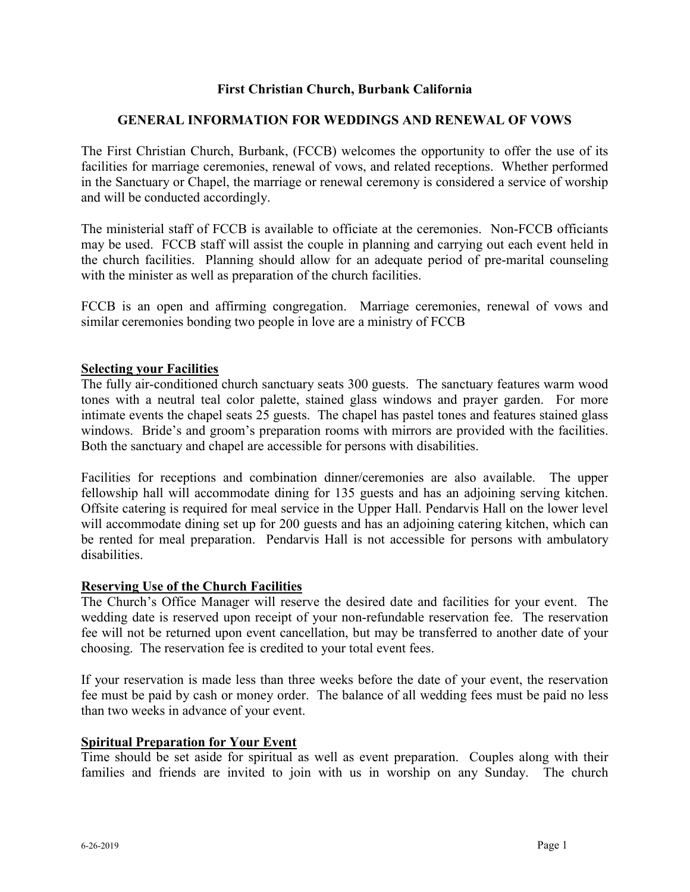**First Christian Church, Burbank California**

**GENERAL INFORMATION FOR WEDDINGS AND RENEWAL OF VOWS**

The First Christian Church, Burbank, (FCCB) welcomes the opportunity to offer the use of its facilities for marriage ceremonies, renewal of vows, and related receptions. Whether performed in the Sanctuary or Chapel, the marriage or renewal ceremony is considered a service of worship and will be conducted accordingly.

The ministerial staff of FCCB is available to officiate at the ceremonies. Non-FCCB officiants may be used. FCCB staff will assist the couple in planning and carrying out each event held in the church facilities. Planning should allow for an adequate period of pre-marital counseling with the minister as well as preparation of the church facilities.

FCCB is an open and affirming congregation. Marriage ceremonies, renewal of vows and similar ceremonies bonding two people in love are a ministry of FCCB

**Selecting your Facilities**

The fully air-conditioned church sanctuary seats 300 guests. The sanctuary features warm wood tones with a neutral teal color palette, stained glass windows and prayer garden. For more intimate events the chapel seats 25 guests. The chapel has pastel tones and features stained glass windows. Bride's and groom's preparation rooms with mirrors are provided with the facilities. Both the sanctuary and chapel are accessible for persons with disabilities.

Facilities for receptions and combination dinner/ceremonies are also available. The upper fellowship hall will accommodate dining for 135 guests and has an adjoining serving kitchen. Offsite catering is required for meal service in the Upper Hall. Pendarvis Hall on the lower level will accommodate dining set up for 200 guests and has an adjoining catering kitchen, which can be rented for meal preparation. Pendarvis Hall is not accessible for persons with ambulatory disabilities.

**Reserving Use of the Church Facilities**

The Church's Office Manager will reserve the desired date and facilities for your event. The wedding date is reserved upon receipt of your non-refundable reservation fee. The reservation fee will not be returned upon event cancellation, but may be transferred to another date of your choosing. The reservation fee is credited to your total event fees.

If your reservation is made less than three weeks before the date of your event, the reservation fee must be paid by cash or money order. The balance of all wedding fees must be paid no less than two weeks in advance of your event.

**Spiritual Preparation for Your Event**

Time should be set aside for spiritual as well as event preparation. Couples along with their families and friends are invited to join with us in worship on any Sunday. The church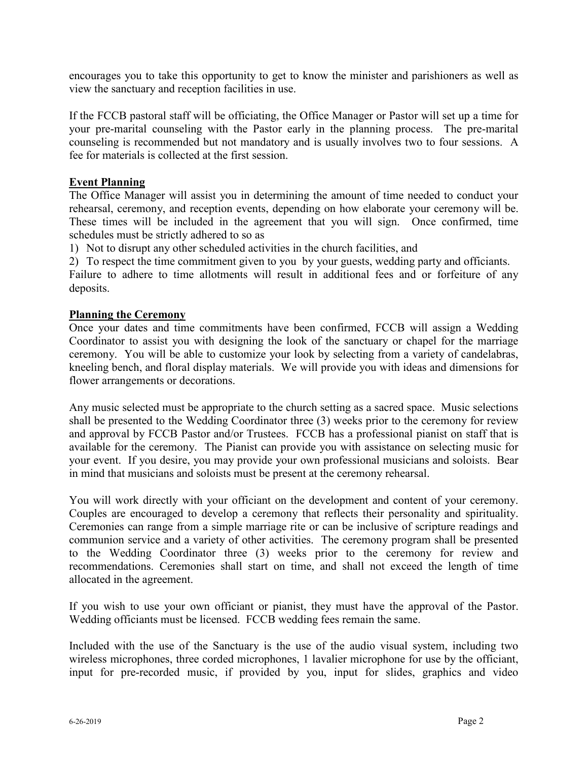encourages you to take this opportunity to get to know the minister and parishioners as well as view the sanctuary and reception facilities in use.

If the FCCB pastoral staff will be officiating, the Office Manager or Pastor will set up a time for your pre-marital counseling with the Pastor early in the planning process. The pre-marital counseling is recommended but not mandatory and is usually involves two to four sessions. A fee for materials is collected at the first session.

**Event Planning**

The Office Manager will assist you in determining the amount of time needed to conduct your rehearsal, ceremony, and reception events, depending on how elaborate your ceremony will be. These times will be included in the agreement that you will sign. Once confirmed, time schedules must be strictly adhered to so as

1) Not to disrupt any other scheduled activities in the church facilities, and
2) To respect the time commitment given to you by your guests, wedding party and officiants.

Failure to adhere to time allotments will result in additional fees and or forfeiture of any deposits.

**Planning the Ceremony**

Once your dates and time commitments have been confirmed, FCCB will assign a Wedding Coordinator to assist you with designing the look of the sanctuary or chapel for the marriage ceremony. You will be able to customize your look by selecting from a variety of candelabras, kneeling bench, and floral display materials. We will provide you with ideas and dimensions for flower arrangements or decorations.

Any music selected must be appropriate to the church setting as a sacred space. Music selections shall be presented to the Wedding Coordinator three (3) weeks prior to the ceremony for review and approval by FCCB Pastor and/or Trustees. FCCB has a professional pianist on staff that is available for the ceremony. The Pianist can provide you with assistance on selecting music for your event. If you desire, you may provide your own professional musicians and soloists. Bear in mind that musicians and soloists must be present at the ceremony rehearsal.

You will work directly with your officiant on the development and content of your ceremony. Couples are encouraged to develop a ceremony that reflects their personality and spirituality. Ceremonies can range from a simple marriage rite or can be inclusive of scripture readings and communion service and a variety of other activities. The ceremony program shall be presented to the Wedding Coordinator three (3) weeks prior to the ceremony for review and recommendations. Ceremonies shall start on time, and shall not exceed the length of time allocated in the agreement.

If you wish to use your own officiant or pianist, they must have the approval of the Pastor. Wedding officiants must be licensed. FCCB wedding fees remain the same.

Included with the use of the Sanctuary is the use of the audio visual system, including two wireless microphones, three corded microphones, 1 lavalier microphone for use by the officiant, input for pre-recorded music, if provided by you, input for slides, graphics and video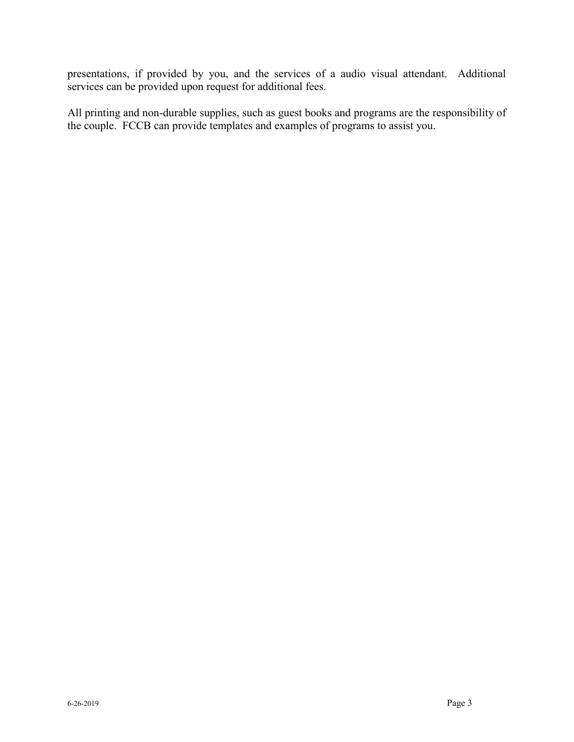presentations, if provided by you, and the services of a audio visual attendant. Additional services can be provided upon request for additional fees.

All printing and non-durable supplies, such as guest books and programs are the responsibility of the couple. FCCB can provide templates and examples of programs to assist you.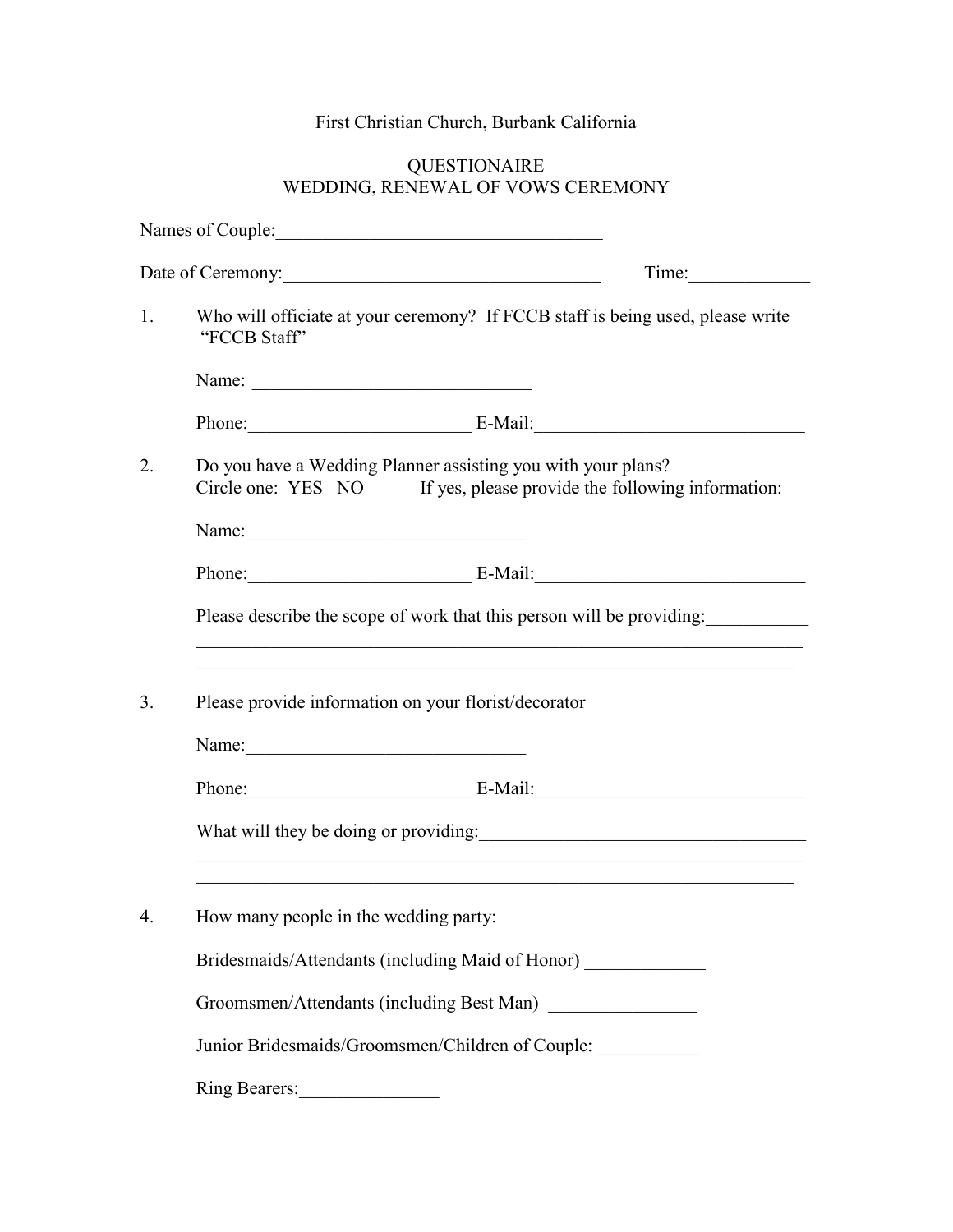First Christian Church, Burbank California

QUESTIONAIRE
WEDDING, RENEWAL OF VOWS CEREMONY

Names of Couple:___________________________________

Date of Ceremony:__________________________________ Time:_____________

1. Who will officiate at your ceremony? If FCCB staff is being used, please write "FCCB Staff"

   Name: ______________________________

   Phone:________________________ E-Mail:_____________________________

2. Do you have a Wedding Planner assisting you with your plans?
   Circle one: YES NO If yes, please provide the following information:

   Name:______________________________

   Phone:________________________ E-Mail:_____________________________

   Please describe the scope of work that this person will be providing:___________
   ____________________________________________________________________
   ____________________________________________________________________

3. Please provide information on your florist/decorator

   Name:______________________________

   Phone:________________________ E-Mail:_____________________________

   What will they be doing or providing:___________________________________
   ____________________________________________________________________
   ____________________________________________________________________

4. How many people in the wedding party:

   Bridesmaids/Attendants (including Maid of Honor) _____________

   Groomsmen/Attendants (including Best Man) ________________

   Junior Bridesmaids/Groomsmen/Children of Couple: ___________

   Ring Bearers:_______________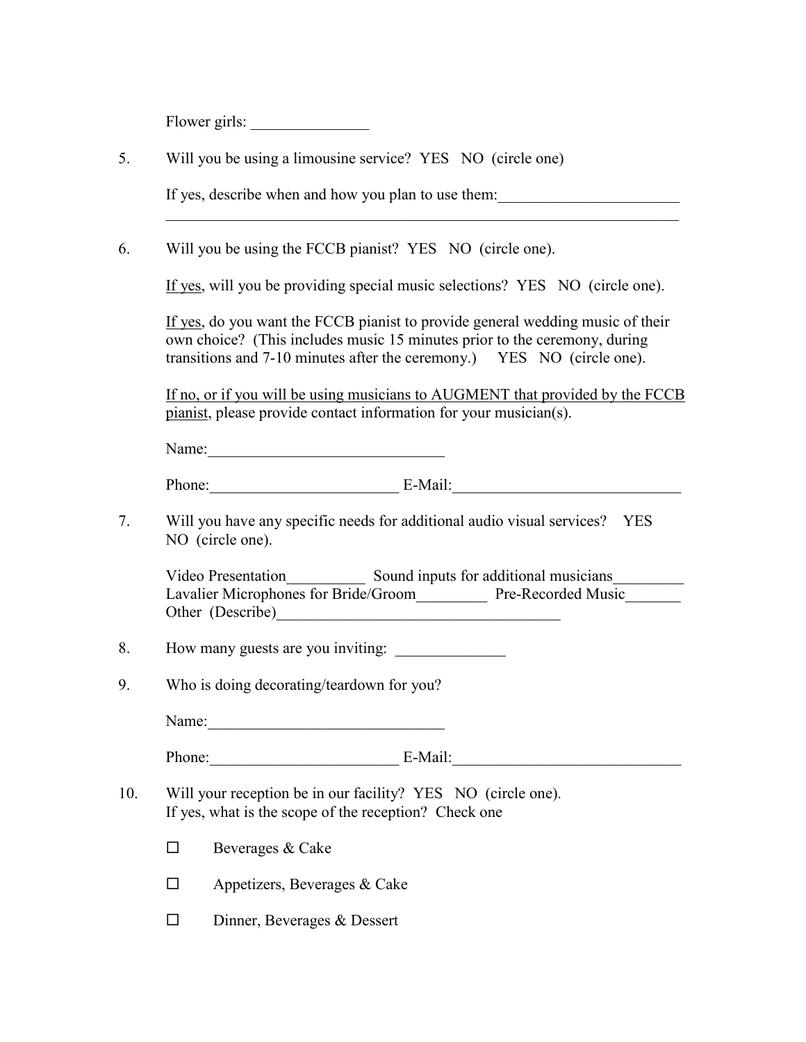Flower girls: _______________

5. Will you be using a limousine service? YES NO (circle one)

   If yes, describe when and how you plan to use them:_______________________
   ____________________________________________________________________

6. Will you be using the FCCB pianist? YES NO (circle one).

   <u>If yes</u>, will you be providing special music selections? YES NO (circle one).

   <u>If yes</u>, do you want the FCCB pianist to provide general wedding music of their own choice? (This includes music 15 minutes prior to the ceremony, during transitions and 7-10 minutes after the ceremony.) YES NO (circle one).

   <u>If no, or if you will be using musicians to AUGMENT that provided by the FCCB pianist</u>, please provide contact information for your musician(s).

   Name:______________________________

   Phone:________________________ E-Mail:_____________________________

7. Will you have any specific needs for additional audio visual services? YES NO (circle one).

   Video Presentation__________ Sound inputs for additional musicians_________
   Lavalier Microphones for Bride/Groom_________ Pre-Recorded Music_______
   Other (Describe)____________________________________

8. How many guests are you inviting: ______________

9. Who is doing decorating/teardown for you?

   Name:______________________________

   Phone:________________________ E-Mail:_____________________________

10. Will your reception be in our facility? YES NO (circle one).
    If yes, what is the scope of the reception? Check one

    ☐ Beverages & Cake

    ☐ Appetizers, Beverages & Cake

    ☐ Dinner, Beverages & Dessert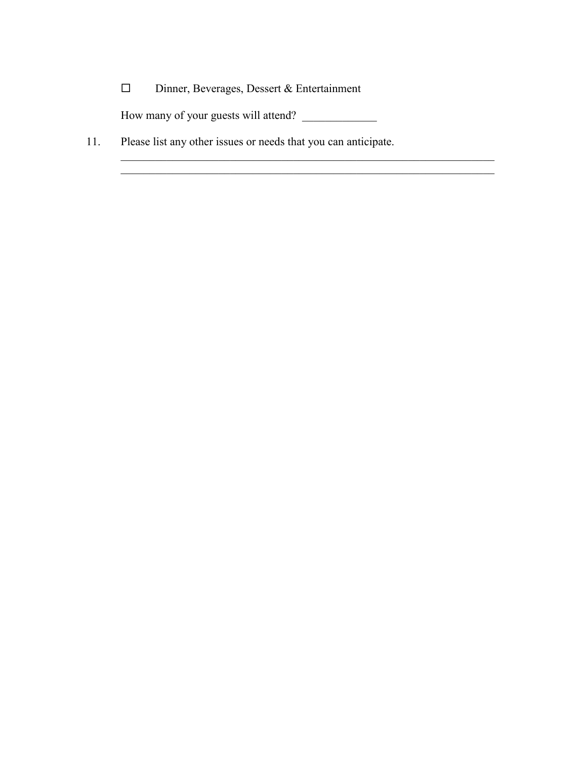☐ Dinner, Beverages, Dessert & Entertainment

How many of your guests will attend? _____________

11. Please list any other issues or needs that you can anticipate.
_____________________________________________________________________
_____________________________________________________________________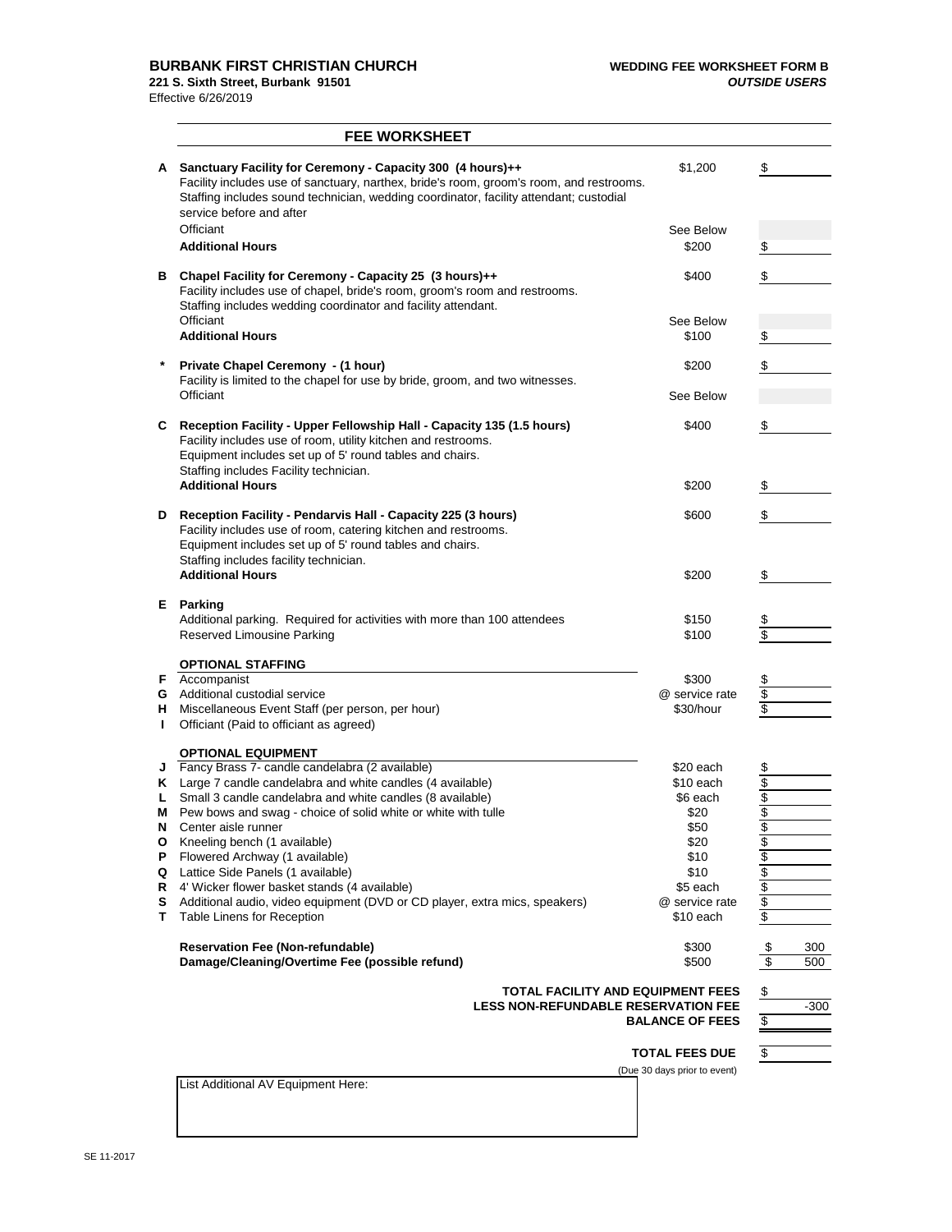**BURBANK FIRST CHRISTIAN CHURCH**
**221 S. Sixth Street, Burbank 91501**
Effective 6/26/2019

**WEDDING FEE WORKSHEET FORM B**
***OUTSIDE USERS***

## FEE WORKSHEET

| | | | |
|---|---|---|---|
| **A** | **Sanctuary Facility for Ceremony - Capacity 300 (4 hours)++**<br>Facility includes use of sanctuary, narthex, bride's room, groom's room, and restrooms. Staffing includes sound technician, wedding coordinator, facility attendant; custodial service before and after | $1,200 | $ |
| | Officiant | See Below | |
| | **Additional Hours** | $200 | $ |
| **B** | **Chapel Facility for Ceremony - Capacity 25 (3 hours)++**<br>Facility includes use of chapel, bride's room, groom's room and restrooms. Staffing includes wedding coordinator and facility attendant. | $400 | $ |
| | Officiant | See Below | |
| | **Additional Hours** | $100 | $ |
| * | **Private Chapel Ceremony - (1 hour)**<br>Facility is limited to the chapel for use by bride, groom, and two witnesses. | $200 | $ |
| | Officiant | See Below | |
| **C** | **Reception Facility - Upper Fellowship Hall - Capacity 135 (1.5 hours)**<br>Facility includes use of room, utility kitchen and restrooms. Equipment includes set up of 5' round tables and chairs. Staffing includes Facility technician. | $400 | $ |
| | **Additional Hours** | $200 | $ |
| **D** | **Reception Facility - Pendarvis Hall - Capacity 225 (3 hours)**<br>Facility includes use of room, catering kitchen and restrooms. Equipment includes set up of 5' round tables and chairs. Staffing includes facility technician. | $600 | $ |
| | **Additional Hours** | $200 | $ |
| **E** | **Parking** | | |
| | Additional parking. Required for activities with more than 100 attendees | $150 | $ |
| | Reserved Limousine Parking | $100 | $ |
| | **OPTIONAL STAFFING** | | |
| **F** | Accompanist | $300 | $ |
| **G** | Additional custodial service | @ service rate | $ |
| **H** | Miscellaneous Event Staff (per person, per hour) | $30/hour | $ |
| **I** | Officiant (Paid to officiant as agreed) | | |
| | **OPTIONAL EQUIPMENT** | | |
| **J** | Fancy Brass 7- candle candelabra (2 available) | $20 each | $ |
| **K** | Large 7 candle candelabra and white candles (4 available) | $10 each | $ |
| **L** | Small 3 candle candelabra and white candles (8 available) | $6 each | $ |
| **M** | Pew bows and swag - choice of solid white or white with tulle | $20 | $ |
| **N** | Center aisle runner | $50 | $ |
| **O** | Kneeling bench (1 available) | $20 | $ |
| **P** | Flowered Archway (1 available) | $10 | $ |
| **Q** | Lattice Side Panels (1 available) | $10 | $ |
| **R** | 4' Wicker flower basket stands (4 available) | $5 each | $ |
| **S** | Additional audio, video equipment (DVD or CD player, extra mics, speakers) | @ service rate | $ |
| **T** | Table Linens for Reception | $10 each | $ |
| | **Reservation Fee (Non-refundable)** | $300 | $ 300 |
| | **Damage/Cleaning/Overtime Fee (possible refund)** | $500 | $ 500 |

| | |
|---|---|
| **TOTAL FACILITY AND EQUIPMENT FEES** | $ |
| **LESS NON-REFUNDABLE RESERVATION FEE** | -300 |
| **BALANCE OF FEES** | $ |
| **TOTAL FEES DUE** | $ |

(Due 30 days prior to event)

List Additional AV Equipment Here:

SE 11-2017